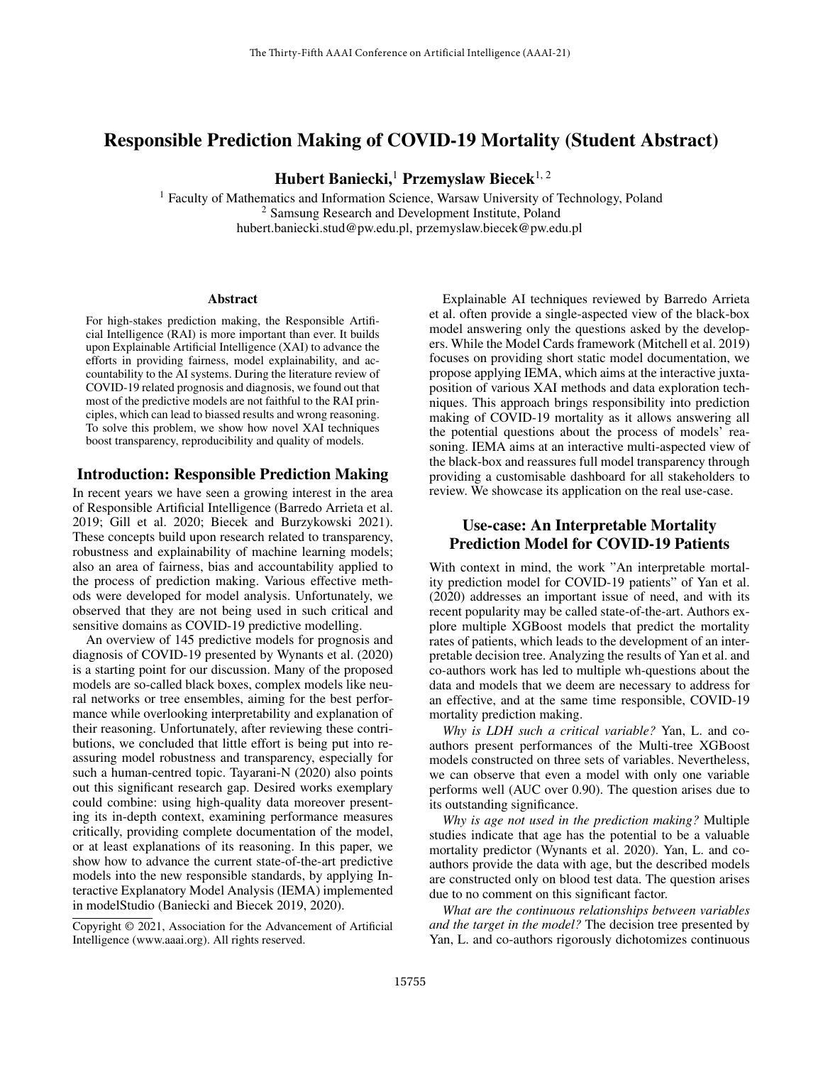# Responsible Prediction Making of COVID-19 Mortality (Student Abstract)

**Hubert Baniecki,**[1] **Przemyslaw Biecek**[1, 2]

[1] Faculty of Mathematics and Information Science, Warsaw University of Technology, Poland
[2] Samsung Research and Development Institute, Poland
hubert.baniecki.stud@pw.edu.pl, przemyslaw.biecek@pw.edu.pl

## Abstract

For high-stakes prediction making, the Responsible Artificial Intelligence (RAI) is more important than ever. It builds upon Explainable Artificial Intelligence (XAI) to advance the efforts in providing fairness, model explainability, and accountability to the AI systems. During the literature review of COVID-19 related prognosis and diagnosis, we found out that most of the predictive models are not faithful to the RAI principles, which can lead to biassed results and wrong reasoning. To solve this problem, we show how novel XAI techniques boost transparency, reproducibility and quality of models.

## Introduction: Responsible Prediction Making

In recent years we have seen a growing interest in the area of Responsible Artificial Intelligence (Barredo Arrieta et al. 2019; Gill et al. 2020; Biecek and Burzykowski 2021). These concepts build upon research related to transparency, robustness and explainability of machine learning models; also an area of fairness, bias and accountability applied to the process of prediction making. Various effective methods were developed for model analysis. Unfortunately, we observed that they are not being used in such critical and sensitive domains as COVID-19 predictive modelling.

An overview of 145 predictive models for prognosis and diagnosis of COVID-19 presented by Wynants et al. (2020) is a starting point for our discussion. Many of the proposed models are so-called black boxes, complex models like neural networks or tree ensembles, aiming for the best performance while overlooking interpretability and explanation of their reasoning. Unfortunately, after reviewing these contributions, we concluded that little effort is being put into reassuring model robustness and transparency, especially for such a human-centred topic. Tayarani-N (2020) also points out this significant research gap. Desired works exemplary could combine: using high-quality data moreover presenting its in-depth context, examining performance measures critically, providing complete documentation of the model, or at least explanations of its reasoning. In this paper, we show how to advance the current state-of-the-art predictive models into the new responsible standards, by applying Interactive Explanatory Model Analysis (IEMA) implemented in modelStudio (Baniecki and Biecek 2019, 2020).

Copyright © 2021, Association for the Advancement of Artificial Intelligence (www.aaai.org). All rights reserved.

Explainable AI techniques reviewed by Barredo Arrieta et al. often provide a single-aspected view of the black-box model answering only the questions asked by the developers. While the Model Cards framework (Mitchell et al. 2019) focuses on providing short static model documentation, we propose applying IEMA, which aims at the interactive juxtaposition of various XAI methods and data exploration techniques. This approach brings responsibility into prediction making of COVID-19 mortality as it allows answering all the potential questions about the process of models' reasoning. IEMA aims at an interactive multi-aspected view of the black-box and reassures full model transparency through providing a customisable dashboard for all stakeholders to review. We showcase its application on the real use-case.

## Use-case: An Interpretable Mortality Prediction Model for COVID-19 Patients

With context in mind, the work "An interpretable mortality prediction model for COVID-19 patients" of Yan et al. (2020) addresses an important issue of need, and with its recent popularity may be called state-of-the-art. Authors explore multiple XGBoost models that predict the mortality rates of patients, which leads to the development of an interpretable decision tree. Analyzing the results of Yan et al. and co-authors work has led to multiple wh-questions about the data and models that we deem are necessary to address for an effective, and at the same time responsible, COVID-19 mortality prediction making.

*Why is LDH such a critical variable?* Yan, L. and co-authors present performances of the Multi-tree XGBoost models constructed on three sets of variables. Nevertheless, we can observe that even a model with only one variable performs well (AUC over 0.90). The question arises due to its outstanding significance.

*Why is age not used in the prediction making?* Multiple studies indicate that age has the potential to be a valuable mortality predictor (Wynants et al. 2020). Yan, L. and co-authors provide the data with age, but the described models are constructed only on blood test data. The question arises due to no comment on this significant factor.

*What are the continuous relationships between variables and the target in the model?* The decision tree presented by Yan, L. and co-authors rigorously dichotomizes continuous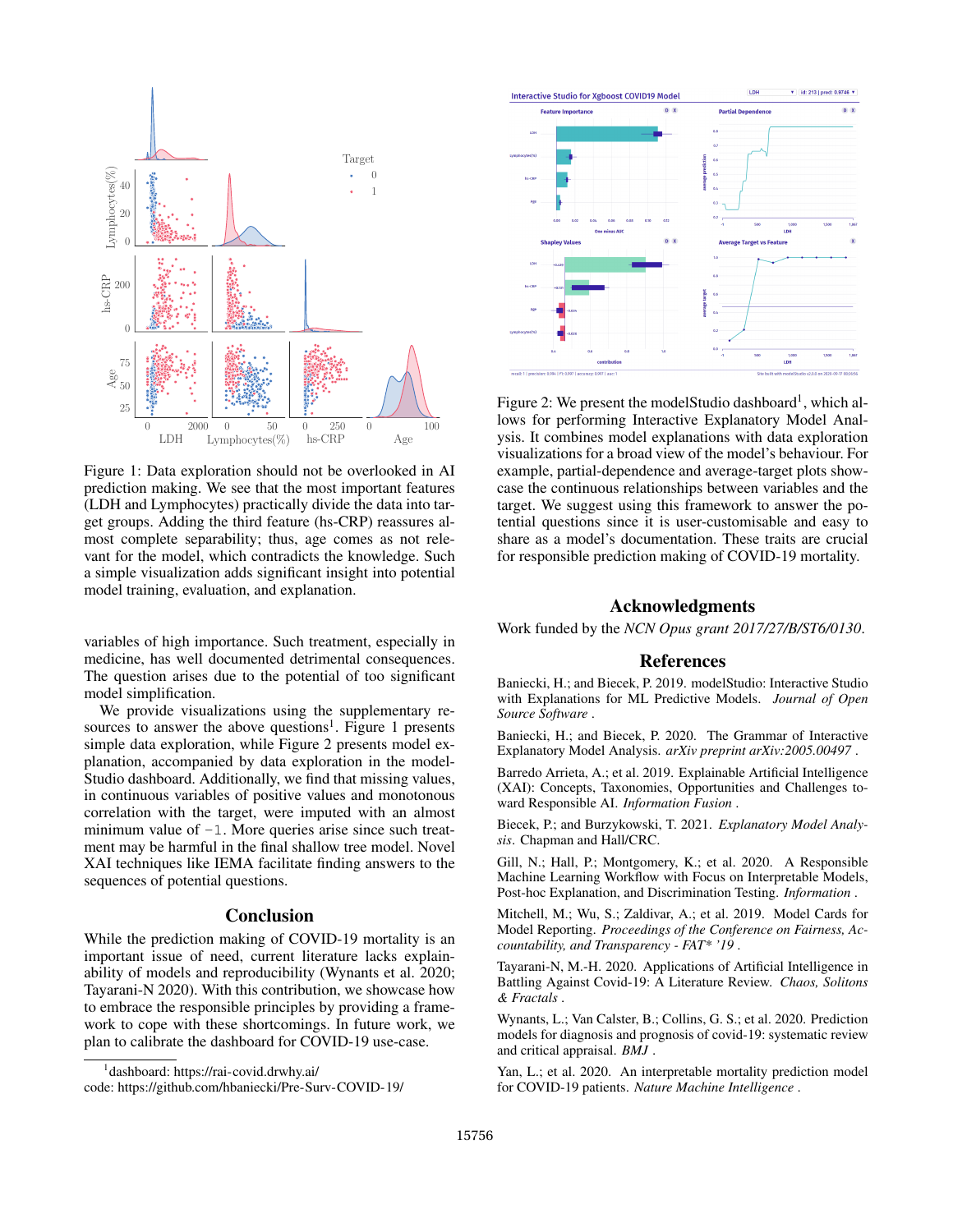Target

0

1

Lymphocytes(%)

hs-CRP

Age

LDH

Lymphocytes(%)

hs-CRP

Age

Figure 1: Data exploration should not be overlooked in AI prediction making. We see that the most important features (LDH and Lymphocytes) practically divide the data into target groups. Adding the third feature (hs-CRP) reassures almost complete separability; thus, age comes as not relevant for the model, which contradicts the knowledge. Such a simple visualization adds significant insight into potential model training, evaluation, and explanation.

variables of high importance. Such treatment, especially in medicine, has well documented detrimental consequences. The question arises due to the potential of too significant model simplification.

We provide visualizations using the supplementary resources to answer the above questions[1]. Figure 1 presents simple data exploration, while Figure 2 presents model explanation, accompanied by data exploration in the modelStudio dashboard. Additionally, we find that missing values, in continuous variables of positive values and monotonous correlation with the target, were imputed with an almost minimum value of `-1`. More queries arise since such treatment may be harmful in the final shallow tree model. Novel XAI techniques like IEMA facilitate finding answers to the sequences of potential questions.

## Conclusion

While the prediction making of COVID-19 mortality is an important issue of need, current literature lacks explainability of models and reproducibility (Wynants et al. 2020; Tayarani-N 2020). With this contribution, we showcase how to embrace the responsible principles by providing a framework to cope with these shortcomings. In future work, we plan to calibrate the dashboard for COVID-19 use-case.

[1] dashboard: https://rai-covid.drwhy.ai/
code: https://github.com/hbaniecki/Pre-Surv-COVID-19/

Interactive Studio for Xgboost COVID19 Model

Feature Importance

Partial Dependence

Shapley Values

Average Target vs Feature

Figure 2: We present the modelStudio dashboard[1], which allows for performing Interactive Explanatory Model Analysis. It combines model explanations with data exploration visualizations for a broad view of the model's behaviour. For example, partial-dependence and average-target plots showcase the continuous relationships between variables and the target. We suggest using this framework to answer the potential questions since it is user-customisable and easy to share as a model's documentation. These traits are crucial for responsible prediction making of COVID-19 mortality.

## Acknowledgments

Work funded by the *NCN Opus grant 2017/27/B/ST6/0130*.

## References

Baniecki, H.; and Biecek, P. 2019. modelStudio: Interactive Studio with Explanations for ML Predictive Models. *Journal of Open Source Software* .

Baniecki, H.; and Biecek, P. 2020. The Grammar of Interactive Explanatory Model Analysis. *arXiv preprint arXiv:2005.00497* .

Barredo Arrieta, A.; et al. 2019. Explainable Artificial Intelligence (XAI): Concepts, Taxonomies, Opportunities and Challenges toward Responsible AI. *Information Fusion* .

Biecek, P.; and Burzykowski, T. 2021. *Explanatory Model Analysis*. Chapman and Hall/CRC.

Gill, N.; Hall, P.; Montgomery, K.; et al. 2020. A Responsible Machine Learning Workflow with Focus on Interpretable Models, Post-hoc Explanation, and Discrimination Testing. *Information* .

Mitchell, M.; Wu, S.; Zaldivar, A.; et al. 2019. Model Cards for Model Reporting. *Proceedings of the Conference on Fairness, Accountability, and Transparency - FAT* '19* .

Tayarani-N, M.-H. 2020. Applications of Artificial Intelligence in Battling Against Covid-19: A Literature Review. *Chaos, Solitons & Fractals* .

Wynants, L.; Van Calster, B.; Collins, G. S.; et al. 2020. Prediction models for diagnosis and prognosis of covid-19: systematic review and critical appraisal. *BMJ* .

Yan, L.; et al. 2020. An interpretable mortality prediction model for COVID-19 patients. *Nature Machine Intelligence* .